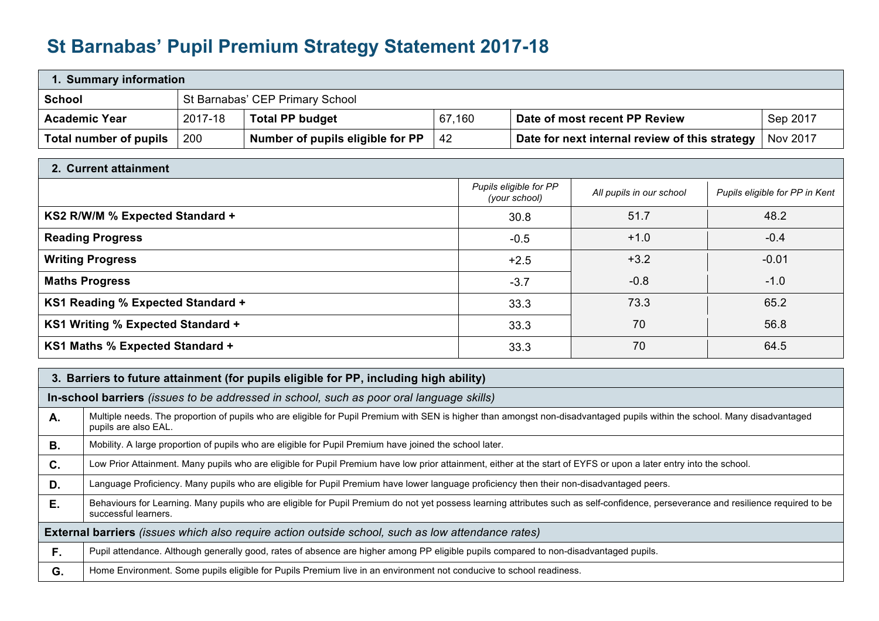# St Barnabas' Pupil Premium Strategy Statement 2017-18

| **1. Summary information** | | | | | |
|---|---|---|---|---|---|
| **School** | St Barnabas' CEP Primary School | | | | |
| **Academic Year** | 2017-18 | **Total PP budget** | 67,160 | **Date of most recent PP Review** | Sep 2017 |
| **Total number of pupils** | 200 | **Number of pupils eligible for PP** | 42 | **Date for next internal review of this strategy** | Nov 2017 |

| **2. Current attainment** | | | |
|---|---|---|---|
| | *Pupils eligible for PP (your school)* | *All pupils in our school* | *Pupils eligible for PP in Kent* |
| **KS2 R/W/M % Expected Standard +** | 30.8 | 51.7 | 48.2 |
| **Reading Progress** | -0.5 | +1.0 | -0.4 |
| **Writing Progress** | +2.5 | +3.2 | -0.01 |
| **Maths Progress** | -3.7 | -0.8 | -1.0 |
| **KS1 Reading % Expected Standard +** | 33.3 | 73.3 | 65.2 |
| **KS1 Writing % Expected Standard +** | 33.3 | 70 | 56.8 |
| **KS1 Maths % Expected Standard +** | 33.3 | 70 | 64.5 |

| **3. Barriers to future attainment (for pupils eligible for PP, including high ability)** | |
|---|---|
| **In-school barriers** *(issues to be addressed in school, such as poor oral language skills)* | |
| **A.** | Multiple needs. The proportion of pupils who are eligible for Pupil Premium with SEN is higher than amongst non-disadvantaged pupils within the school. Many disadvantaged pupils are also EAL. |
| **B.** | Mobility. A large proportion of pupils who are eligible for Pupil Premium have joined the school later. |
| **C.** | Low Prior Attainment. Many pupils who are eligible for Pupil Premium have low prior attainment, either at the start of EYFS or upon a later entry into the school. |
| **D.** | Language Proficiency. Many pupils who are eligible for Pupil Premium have lower language proficiency then their non-disadvantaged peers. |
| **E.** | Behaviours for Learning. Many pupils who are eligible for Pupil Premium do not yet possess learning attributes such as self-confidence, perseverance and resilience required to be successful learners. |
| **External barriers** *(issues which also require action outside school, such as low attendance rates)* | |
| **F.** | Pupil attendance. Although generally good, rates of absence are higher among PP eligible pupils compared to non-disadvantaged pupils. |
| **G.** | Home Environment. Some pupils eligible for Pupils Premium live in an environment not conducive to school readiness. |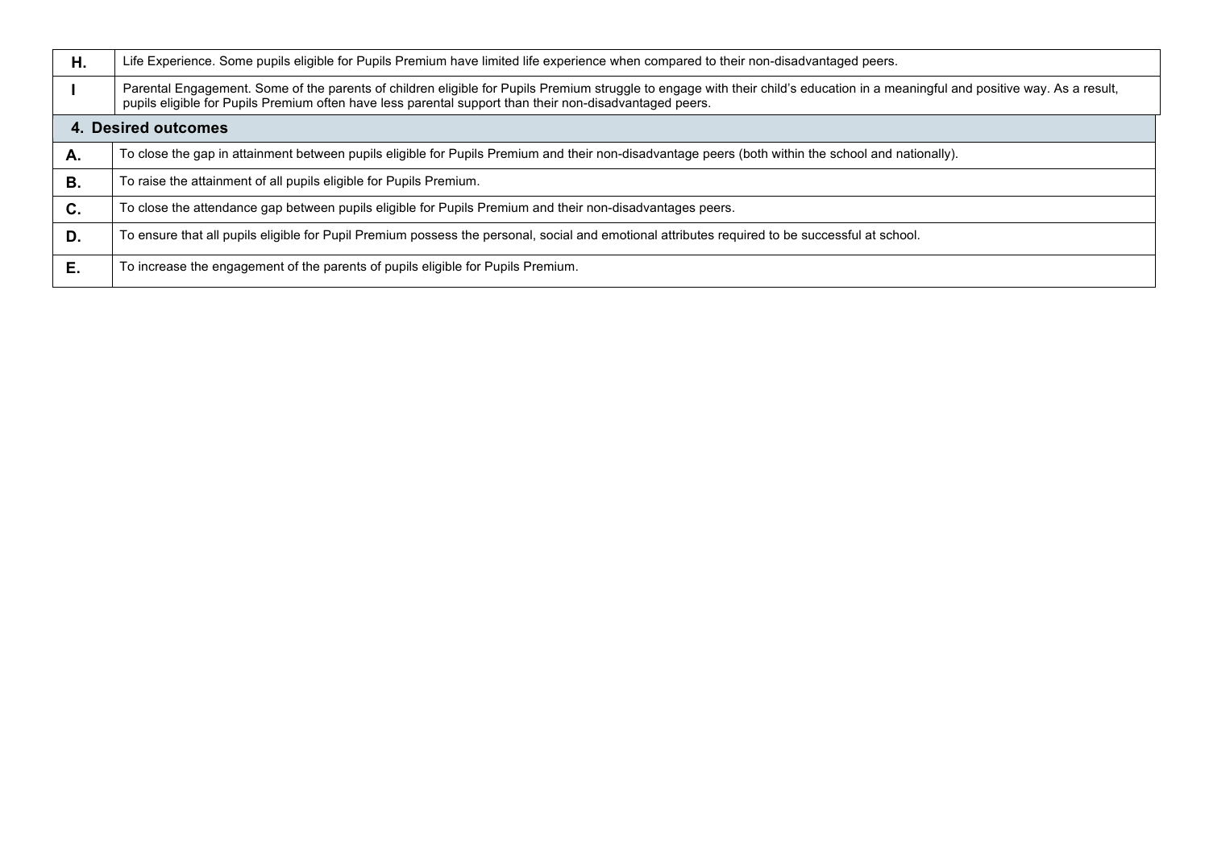| | |
|---|---|
| **H.** | Life Experience. Some pupils eligible for Pupils Premium have limited life experience when compared to their non-disadvantaged peers. |
| **I** | Parental Engagement. Some of the parents of children eligible for Pupils Premium struggle to engage with their child's education in a meaningful and positive way. As a result, pupils eligible for Pupils Premium often have less parental support than their non-disadvantaged peers. |

## 4. Desired outcomes

| | |
|---|---|
| **A.** | To close the gap in attainment between pupils eligible for Pupils Premium and their non-disadvantage peers (both within the school and nationally). |
| **B.** | To raise the attainment of all pupils eligible for Pupils Premium. |
| **C.** | To close the attendance gap between pupils eligible for Pupils Premium and their non-disadvantages peers. |
| **D.** | To ensure that all pupils eligible for Pupil Premium possess the personal, social and emotional attributes required to be successful at school. |
| **E.** | To increase the engagement of the parents of pupils eligible for Pupils Premium. |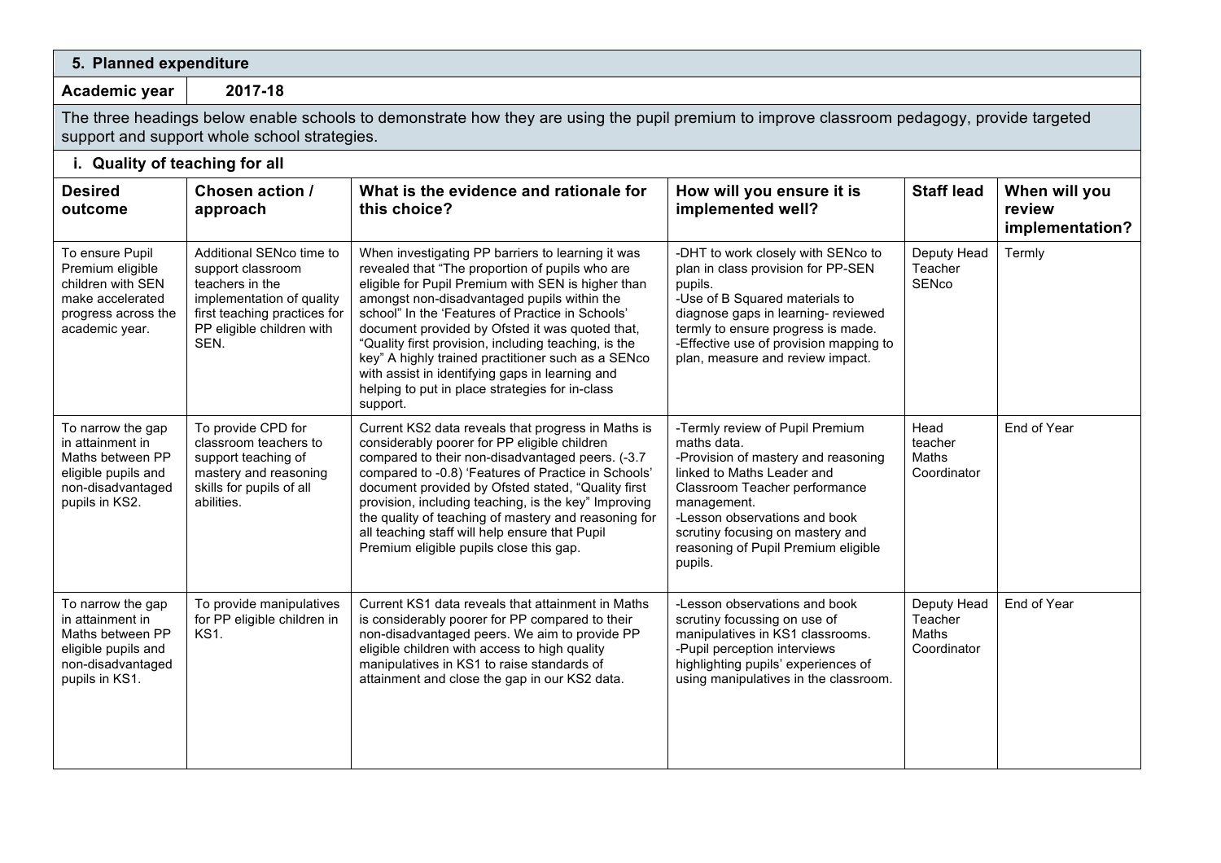## 5. Planned expenditure

**Academic year** 2017-18

The three headings below enable schools to demonstrate how they are using the pupil premium to improve classroom pedagogy, provide targeted support and support whole school strategies.

### i. Quality of teaching for all

| Desired outcome | Chosen action / approach | What is the evidence and rationale for this choice? | How will you ensure it is implemented well? | Staff lead | When will you review implementation? |
|---|---|---|---|---|---|
| To ensure Pupil Premium eligible children with SEN make accelerated progress across the academic year. | Additional SENco time to support classroom teachers in the implementation of quality first teaching practices for PP eligible children with SEN. | When investigating PP barriers to learning it was revealed that "The proportion of pupils who are eligible for Pupil Premium with SEN is higher than amongst non-disadvantaged pupils within the school" In the 'Features of Practice in Schools' document provided by Ofsted it was quoted that, "Quality first provision, including teaching, is the key" A highly trained practitioner such as a SENco with assist in identifying gaps in learning and helping to put in place strategies for in-class support. | -DHT to work closely with SENco to plan in class provision for PP-SEN pupils.<br>-Use of B Squared materials to diagnose gaps in learning- reviewed termly to ensure progress is made.<br>-Effective use of provision mapping to plan, measure and review impact. | Deputy Head Teacher SENco | Termly |
| To narrow the gap in attainment in Maths between PP eligible pupils and non-disadvantaged pupils in KS2. | To provide CPD for classroom teachers to support teaching of mastery and reasoning skills for pupils of all abilities. | Current KS2 data reveals that progress in Maths is considerably poorer for PP eligible children compared to their non-disadvantaged peers. (-3.7 compared to -0.8) 'Features of Practice in Schools' document provided by Ofsted stated, "Quality first provision, including teaching, is the key" Improving the quality of teaching of mastery and reasoning for all teaching staff will help ensure that Pupil Premium eligible pupils close this gap. | -Termly review of Pupil Premium maths data.<br>-Provision of mastery and reasoning linked to Maths Leader and Classroom Teacher performance management.<br>-Lesson observations and book scrutiny focusing on mastery and reasoning of Pupil Premium eligible pupils. | Head teacher Maths Coordinator | End of Year |
| To narrow the gap in attainment in Maths between PP eligible pupils and non-disadvantaged pupils in KS1. | To provide manipulatives for PP eligible children in KS1. | Current KS1 data reveals that attainment in Maths is considerably poorer for PP compared to their non-disadvantaged peers. We aim to provide PP eligible children with access to high quality manipulatives in KS1 to raise standards of attainment and close the gap in our KS2 data. | -Lesson observations and book scrutiny focussing on use of manipulatives in KS1 classrooms.<br>-Pupil perception interviews highlighting pupils' experiences of using manipulatives in the classroom. | Deputy Head Teacher Maths Coordinator | End of Year |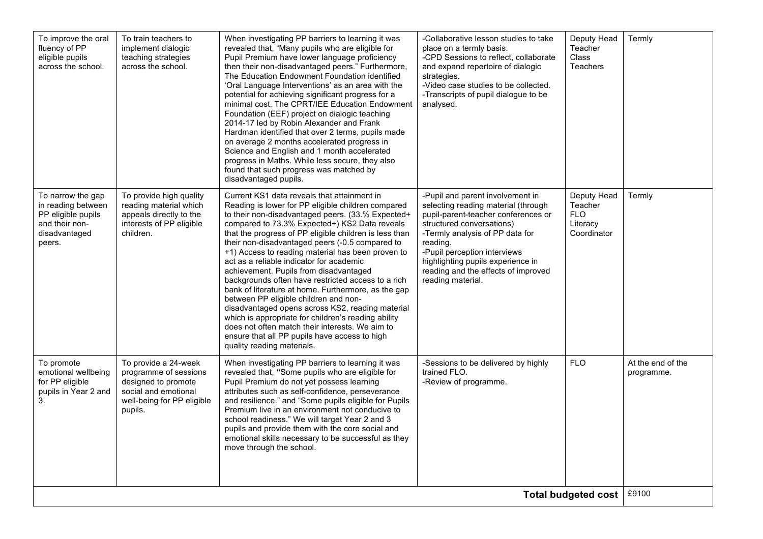| | | | | | |
|---|---|---|---|---|---|
| To improve the oral fluency of PP eligible pupils across the school. | To train teachers to implement dialogic teaching strategies across the school. | When investigating PP barriers to learning it was revealed that, "Many pupils who are eligible for Pupil Premium have lower language proficiency then their non-disadvantaged peers." Furthermore, The Education Endowment Foundation identified 'Oral Language Interventions' as an area with the potential for achieving significant progress for a minimal cost. The CPRT/IEE Education Endowment Foundation (EEF) project on dialogic teaching 2014-17 led by Robin Alexander and Frank Hardman identified that over 2 terms, pupils made on average 2 months accelerated progress in Science and English and 1 month accelerated progress in Maths. While less secure, they also found that such progress was matched by disadvantaged pupils. | -Collaborative lesson studies to take place on a termly basis.<br>-CPD Sessions to reflect, collaborate and expand repertoire of dialogic strategies.<br>-Video case studies to be collected.<br>-Transcripts of pupil dialogue to be analysed. | Deputy Head Teacher<br>Class Teachers | Termly |
| To narrow the gap in reading between PP eligible pupils and their non-disadvantaged peers. | To provide high quality reading material which appeals directly to the interests of PP eligible children. | Current KS1 data reveals that attainment in Reading is lower for PP eligible children compared to their non-disadvantaged peers. (33.% Expected+ compared to 73.3% Expected+) KS2 Data reveals that the progress of PP eligible children is less than their non-disadvantaged peers (-0.5 compared to +1) Access to reading material has been proven to act as a reliable indicator for academic achievement. Pupils from disadvantaged backgrounds often have restricted access to a rich bank of literature at home. Furthermore, as the gap between PP eligible children and non-disadvantaged opens across KS2, reading material which is appropriate for children's reading ability does not often match their interests. We aim to ensure that all PP pupils have access to high quality reading materials. | -Pupil and parent involvement in selecting reading material (through pupil-parent-teacher conferences or structured conversations)<br>-Termly analysis of PP data for reading.<br>-Pupil perception interviews highlighting pupils experience in reading and the effects of improved reading material. | Deputy Head Teacher<br>FLO<br>Literacy Coordinator | Termly |
| To promote emotional wellbeing for PP eligible pupils in Year 2 and 3. | To provide a 24-week programme of sessions designed to promote social and emotional well-being for PP eligible pupils. | When investigating PP barriers to learning it was revealed that, "Some pupils who are eligible for Pupil Premium do not yet possess learning attributes such as self-confidence, perseverance and resilience." and "Some pupils eligible for Pupils Premium live in an environment not conducive to school readiness." We will target Year 2 and 3 pupils and provide them with the core social and emotional skills necessary to be successful as they move through the school. | -Sessions to be delivered by highly trained FLO.<br>-Review of programme. | FLO | At the end of the programme. |
| | | | | **Total budgeted cost** | £9100 |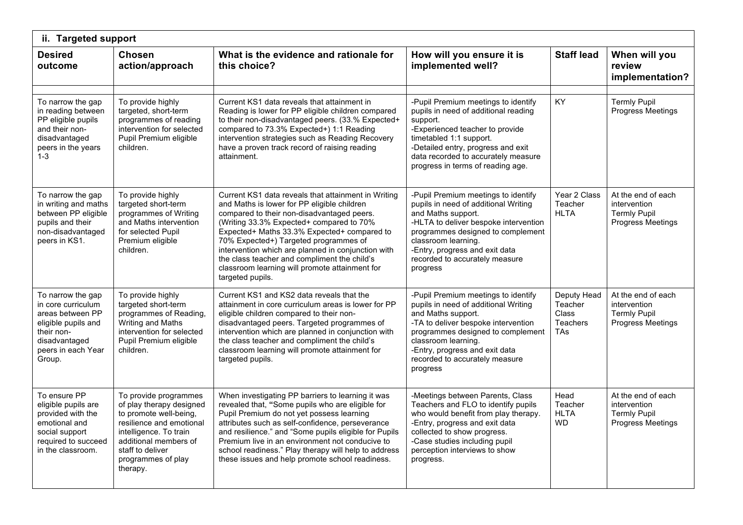| **ii. Targeted support** | | | | | |
|---|---|---|---|---|---|
| **Desired outcome** | **Chosen action/approach** | **What is the evidence and rationale for this choice?** | **How will you ensure it is implemented well?** | **Staff lead** | **When will you review implementation?** |
| | | | | | |
| To narrow the gap in reading between PP eligible pupils and their non-disadvantaged peers in the years 1-3 | To provide highly targeted, short-term programmes of reading intervention for selected Pupil Premium eligible children. | Current KS1 data reveals that attainment in Reading is lower for PP eligible children compared to their non-disadvantaged peers. (33.% Expected+ compared to 73.3% Expected+) 1:1 Reading intervention strategies such as Reading Recovery have a proven track record of raising reading attainment. | -Pupil Premium meetings to identify pupils in need of additional reading support.<br>-Experienced teacher to provide timetabled 1:1 support.<br>-Detailed entry, progress and exit data recorded to accurately measure progress in terms of reading age. | KY | Termly Pupil Progress Meetings |
| To narrow the gap in writing and maths between PP eligible pupils and their non-disadvantaged peers in KS1. | To provide highly targeted short-term programmes of Writing and Maths intervention for selected Pupil Premium eligible children. | Current KS1 data reveals that attainment in Writing and Maths is lower for PP eligible children compared to their non-disadvantaged peers. (Writing 33.3% Expected+ compared to 70% Expected+ Maths 33.3% Expected+ compared to 70% Expected+) Targeted programmes of intervention which are planned in conjunction with the class teacher and compliment the child's classroom learning will promote attainment for targeted pupils. | -Pupil Premium meetings to identify pupils in need of additional Writing and Maths support.<br>-HLTA to deliver bespoke intervention programmes designed to complement classroom learning.<br>-Entry, progress and exit data recorded to accurately measure progress | Year 2 Class Teacher<br>HLTA | At the end of each intervention<br>Termly Pupil Progress Meetings |
| To narrow the gap in core curriculum areas between PP eligible pupils and their non-disadvantaged peers in each Year Group. | To provide highly targeted short-term programmes of Reading, Writing and Maths intervention for selected Pupil Premium eligible children. | Current KS1 and KS2 data reveals that the attainment in core curriculum areas is lower for PP eligible children compared to their non-disadvantaged peers. Targeted programmes of intervention which are planned in conjunction with the class teacher and compliment the child's classroom learning will promote attainment for targeted pupils. | -Pupil Premium meetings to identify pupils in need of additional Writing and Maths support.<br>-TA to deliver bespoke intervention programmes designed to complement classroom learning.<br>-Entry, progress and exit data recorded to accurately measure progress | Deputy Head Teacher<br>Class Teachers<br>TAs | At the end of each intervention<br>Termly Pupil Progress Meetings |
| To ensure PP eligible pupils are provided with the emotional and social support required to succeed in the classroom. | To provide programmes of play therapy designed to promote well-being, resilience and emotional intelligence. To train additional members of staff to deliver programmes of play therapy. | When investigating PP barriers to learning it was revealed that, "Some pupils who are eligible for Pupil Premium do not yet possess learning attributes such as self-confidence, perseverance and resilience." and "Some pupils eligible for Pupils Premium live in an environment not conducive to school readiness." Play therapy will help to address these issues and help promote school readiness. | -Meetings between Parents, Class Teachers and FLO to identify pupils who would benefit from play therapy.<br>-Entry, progress and exit data collected to show progress.<br>-Case studies including pupil perception interviews to show progress. | Head Teacher<br>HLTA<br>WD | At the end of each intervention<br>Termly Pupil Progress Meetings |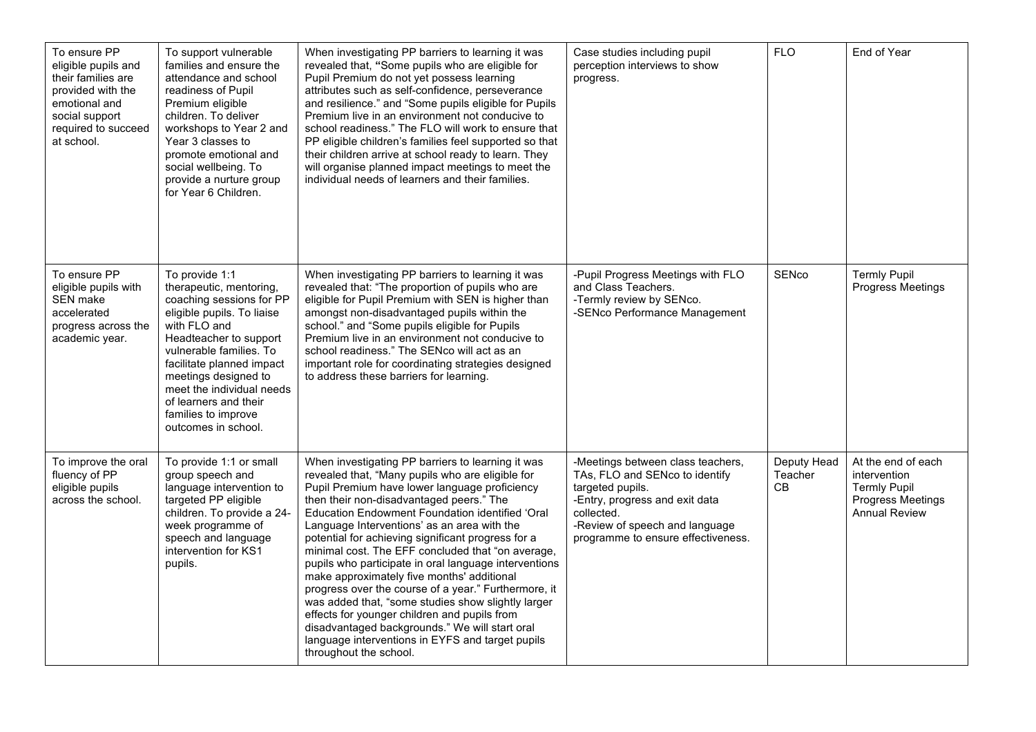| | | | | | |
|---|---|---|---|---|---|
| To ensure PP eligible pupils and their families are provided with the emotional and social support required to succeed at school. | To support vulnerable families and ensure the attendance and school readiness of Pupil Premium eligible children. To deliver workshops to Year 2 and Year 3 classes to promote emotional and social wellbeing. To provide a nurture group for Year 6 Children. | When investigating PP barriers to learning it was revealed that, "Some pupils who are eligible for Pupil Premium do not yet possess learning attributes such as self-confidence, perseverance and resilience." and "Some pupils eligible for Pupils Premium live in an environment not conducive to school readiness." The FLO will work to ensure that PP eligible children's families feel supported so that their children arrive at school ready to learn. They will organise planned impact meetings to meet the individual needs of learners and their families. | Case studies including pupil perception interviews to show progress. | FLO | End of Year |
| To ensure PP eligible pupils with SEN make accelerated progress across the academic year. | To provide 1:1 therapeutic, mentoring, coaching sessions for PP eligible pupils. To liaise with FLO and Headteacher to support vulnerable families. To facilitate planned impact meetings designed to meet the individual needs of learners and their families to improve outcomes in school. | When investigating PP barriers to learning it was revealed that: "The proportion of pupils who are eligible for Pupil Premium with SEN is higher than amongst non-disadvantaged pupils within the school." and "Some pupils eligible for Pupils Premium live in an environment not conducive to school readiness." The SENco will act as an important role for coordinating strategies designed to address these barriers for learning. | -Pupil Progress Meetings with FLO and Class Teachers.<br>-Termly review by SENco.<br>-SENco Performance Management | SENco | Termly Pupil Progress Meetings |
| To improve the oral fluency of PP eligible pupils across the school. | To provide 1:1 or small group speech and language intervention to targeted PP eligible children. To provide a 24-week programme of speech and language intervention for KS1 pupils. | When investigating PP barriers to learning it was revealed that, "Many pupils who are eligible for Pupil Premium have lower language proficiency then their non-disadvantaged peers." The Education Endowment Foundation identified 'Oral Language Interventions' as an area with the potential for achieving significant progress for a minimal cost. The EFF concluded that "on average, pupils who participate in oral language interventions make approximately five months' additional progress over the course of a year." Furthermore, it was added that, "some studies show slightly larger effects for younger children and pupils from disadvantaged backgrounds." We will start oral language interventions in EYFS and target pupils throughout the school. | -Meetings between class teachers, TAs, FLO and SENco to identify targeted pupils.<br>-Entry, progress and exit data collected.<br>-Review of speech and language programme to ensure effectiveness. | Deputy Head Teacher CB | At the end of each intervention<br>Termly Pupil Progress Meetings<br>Annual Review |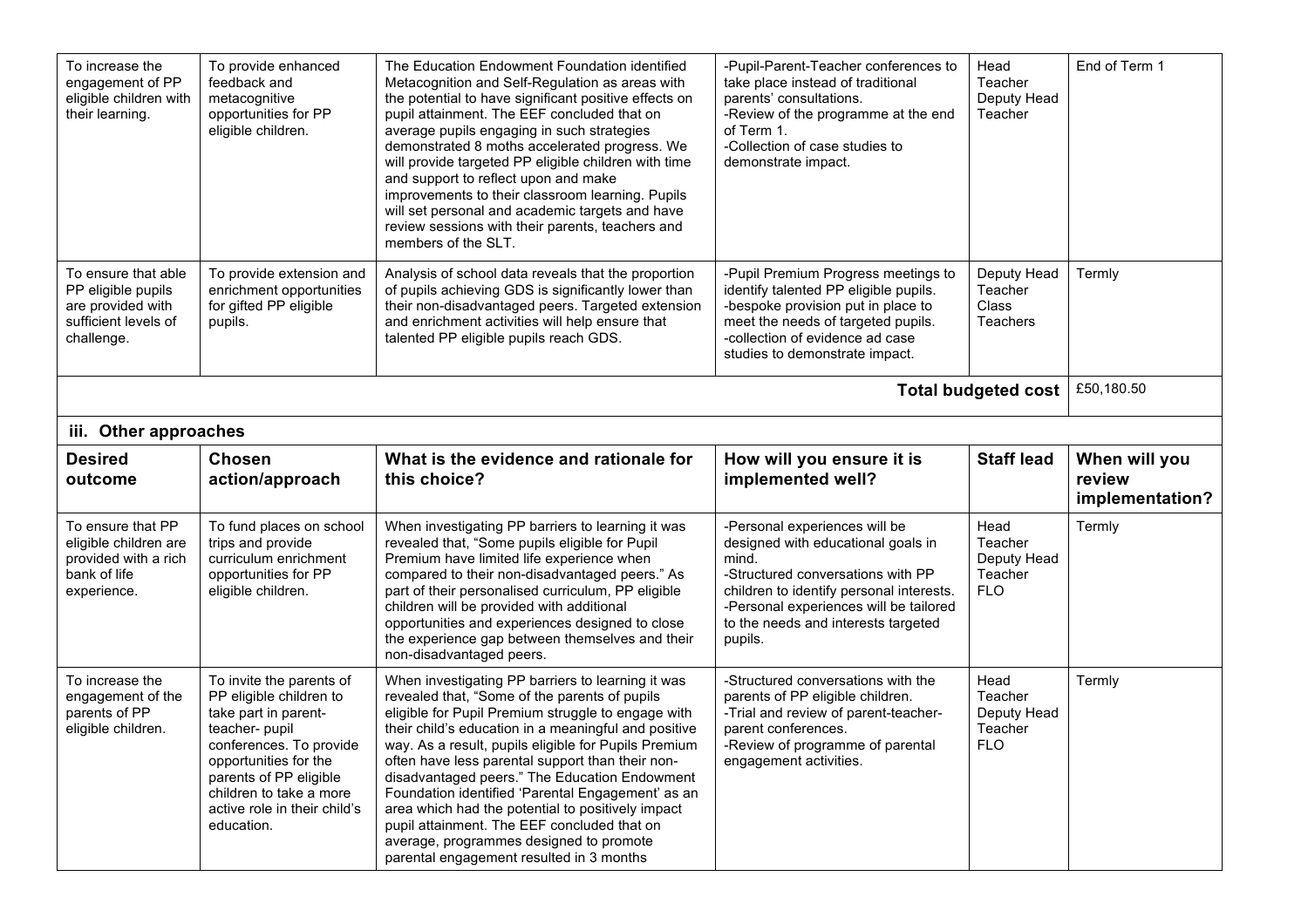| To increase the engagement of PP eligible children with their learning. | To provide enhanced feedback and metacognitive opportunities for PP eligible children. | The Education Endowment Foundation identified Metacognition and Self-Regulation as areas with the potential to have significant positive effects on pupil attainment. The EEF concluded that on average pupils engaging in such strategies demonstrated 8 moths accelerated progress. We will provide targeted PP eligible children with time and support to reflect upon and make improvements to their classroom learning. Pupils will set personal and academic targets and have review sessions with their parents, teachers and members of the SLT. | -Pupil-Parent-Teacher conferences to take place instead of traditional parents' consultations.<br>-Review of the programme at the end of Term 1.<br>-Collection of case studies to demonstrate impact. | Head Teacher<br>Deputy Head Teacher | End of Term 1 |
|---|---|---|---|---|---|
| To ensure that able PP eligible pupils are provided with sufficient levels of challenge. | To provide extension and enrichment opportunities for gifted PP eligible pupils. | Analysis of school data reveals that the proportion of pupils achieving GDS is significantly lower than their non-disadvantaged peers. Targeted extension and enrichment activities will help ensure that talented PP eligible pupils reach GDS. | -Pupil Premium Progress meetings to identify talented PP eligible pupils.<br>-bespoke provision put in place to meet the needs of targeted pupils.<br>-collection of evidence ad case studies to demonstrate impact. | Deputy Head Teacher<br>Class Teachers | Termly |
| | | | | **Total budgeted cost** | £50,180.50 |

**iii. Other approaches**

| Desired outcome | Chosen action/approach | What is the evidence and rationale for this choice? | How will you ensure it is implemented well? | Staff lead | When will you review implementation? |
|---|---|---|---|---|---|
| To ensure that PP eligible children are provided with a rich bank of life experience. | To fund places on school trips and provide curriculum enrichment opportunities for PP eligible children. | When investigating PP barriers to learning it was revealed that, "Some pupils eligible for Pupil Premium have limited life experience when compared to their non-disadvantaged peers." As part of their personalised curriculum, PP eligible children will be provided with additional opportunities and experiences designed to close the experience gap between themselves and their non-disadvantaged peers. | -Personal experiences will be designed with educational goals in mind.<br>-Structured conversations with PP children to identify personal interests.<br>-Personal experiences will be tailored to the needs and interests targeted pupils. | Head Teacher<br>Deputy Head Teacher<br>FLO | Termly |
| To increase the engagement of the parents of PP eligible children. | To invite the parents of PP eligible children to take part in parent-teacher- pupil conferences. To provide opportunities for the parents of PP eligible children to take a more active role in their child's education. | When investigating PP barriers to learning it was revealed that, "Some of the parents of pupils eligible for Pupil Premium struggle to engage with their child's education in a meaningful and positive way. As a result, pupils eligible for Pupils Premium often have less parental support than their non-disadvantaged peers." The Education Endowment Foundation identified 'Parental Engagement' as an area which had the potential to positively impact pupil attainment. The EEF concluded that on average, programmes designed to promote parental engagement resulted in 3 months | -Structured conversations with the parents of PP eligible children.<br>-Trial and review of parent-teacher-parent conferences.<br>-Review of programme of parental engagement activities. | Head Teacher<br>Deputy Head Teacher<br>FLO | Termly |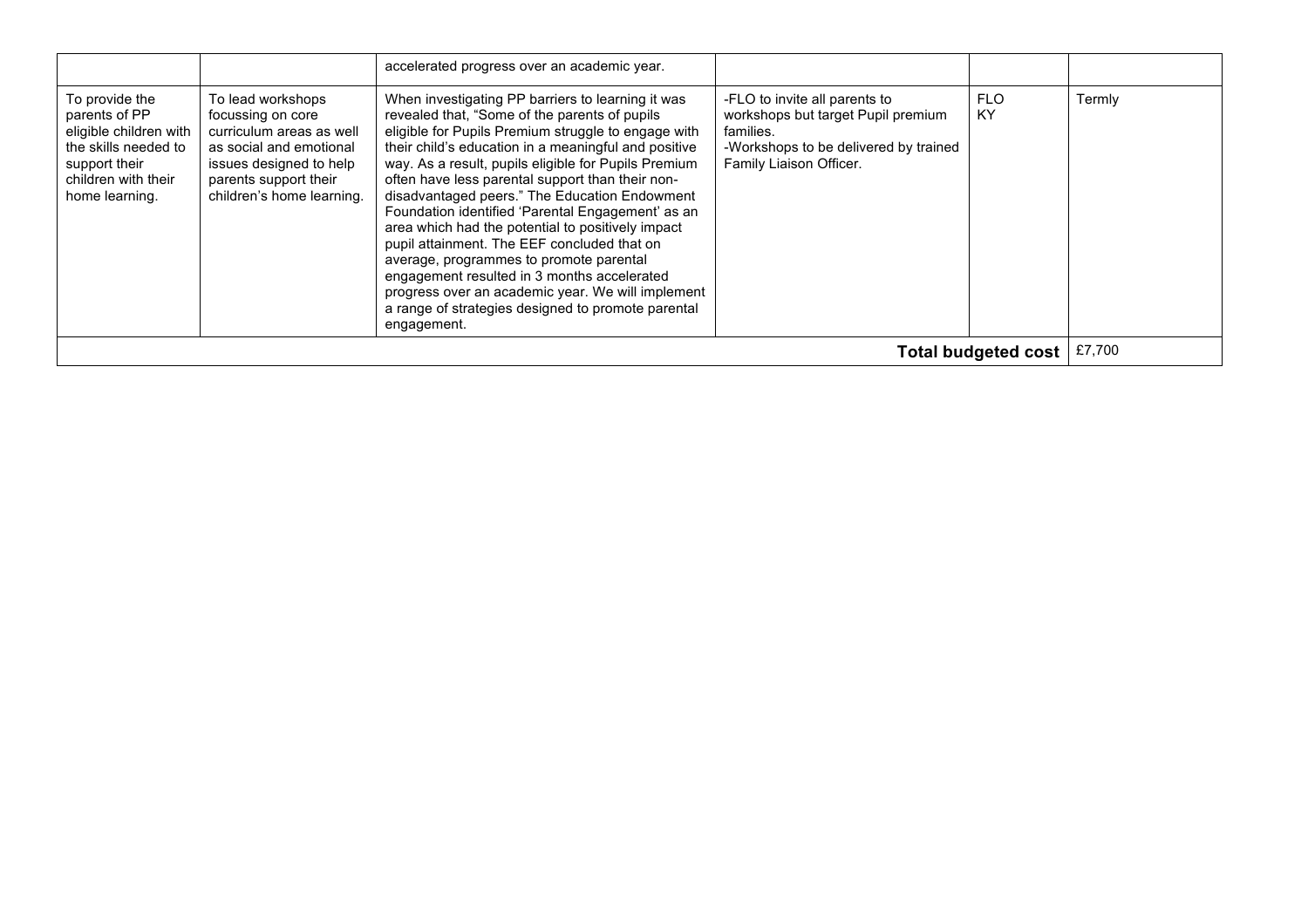| | | | | | |
|---|---|---|---|---|---|
| | | accelerated progress over an academic year. | | | |
| To provide the parents of PP eligible children with the skills needed to support their children with their home learning. | To lead workshops focussing on core curriculum areas as well as social and emotional issues designed to help parents support their children's home learning. | When investigating PP barriers to learning it was revealed that, "Some of the parents of pupils eligible for Pupils Premium struggle to engage with their child's education in a meaningful and positive way. As a result, pupils eligible for Pupils Premium often have less parental support than their non-disadvantaged peers." The Education Endowment Foundation identified 'Parental Engagement' as an area which had the potential to positively impact pupil attainment. The EEF concluded that on average, programmes to promote parental engagement resulted in 3 months accelerated progress over an academic year. We will implement a range of strategies designed to promote parental engagement. | -FLO to invite all parents to workshops but target Pupil premium families.<br>-Workshops to be delivered by trained Family Liaison Officer. | FLO<br>KY | Termly |
| | | | | **Total budgeted cost** | £7,700 |